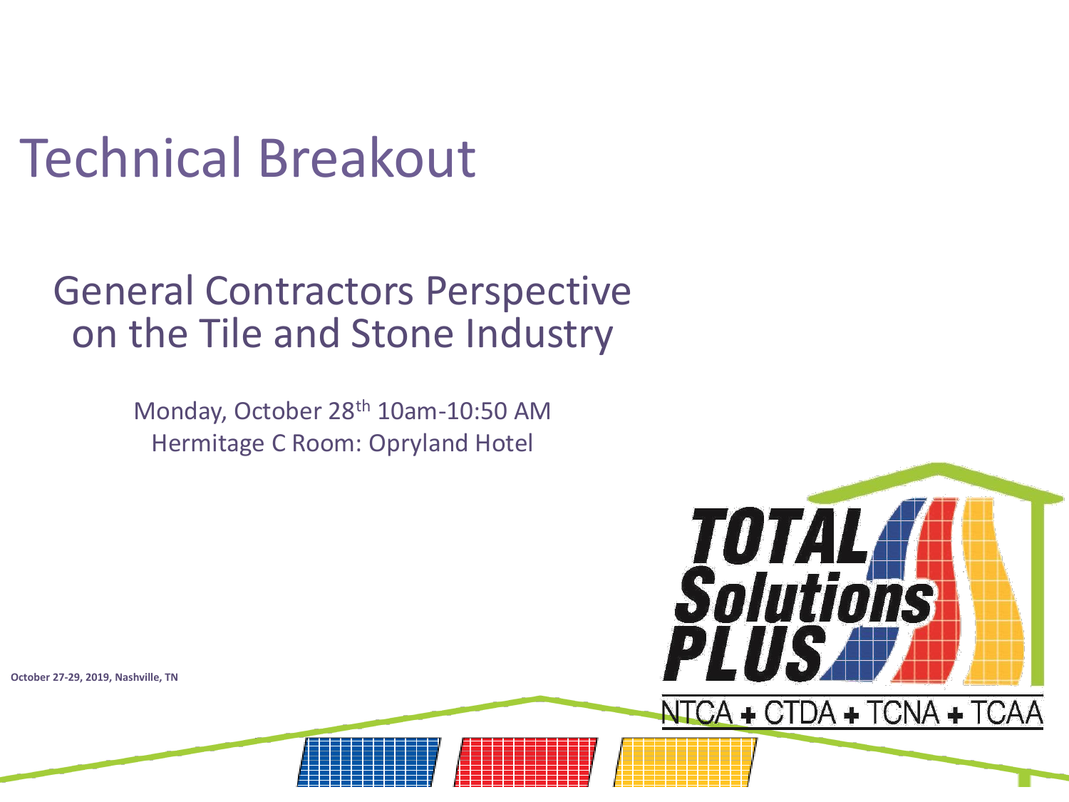# Technical Breakout

## General Contractors Perspective on the Tile and Stone Industry

Monday, October 28th 10am-10:50 AM
Hermitage C Room: Opryland Hotel

October 27-29, 2019, Nashville, TN

TOTAL Solutions PLUS

NTCA + CTDA + TCNA + TCAA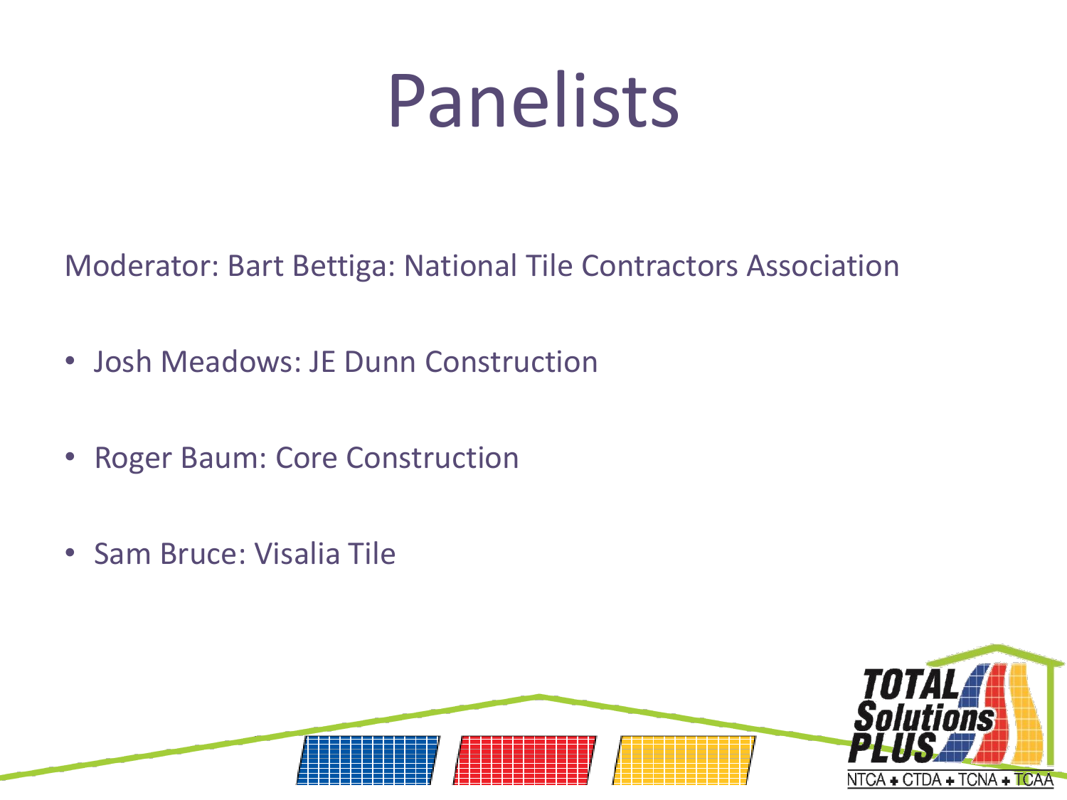# Panelists

Moderator: Bart Bettiga: National Tile Contractors Association

- Josh Meadows: JE Dunn Construction
- Roger Baum: Core Construction
- Sam Bruce: Visalia Tile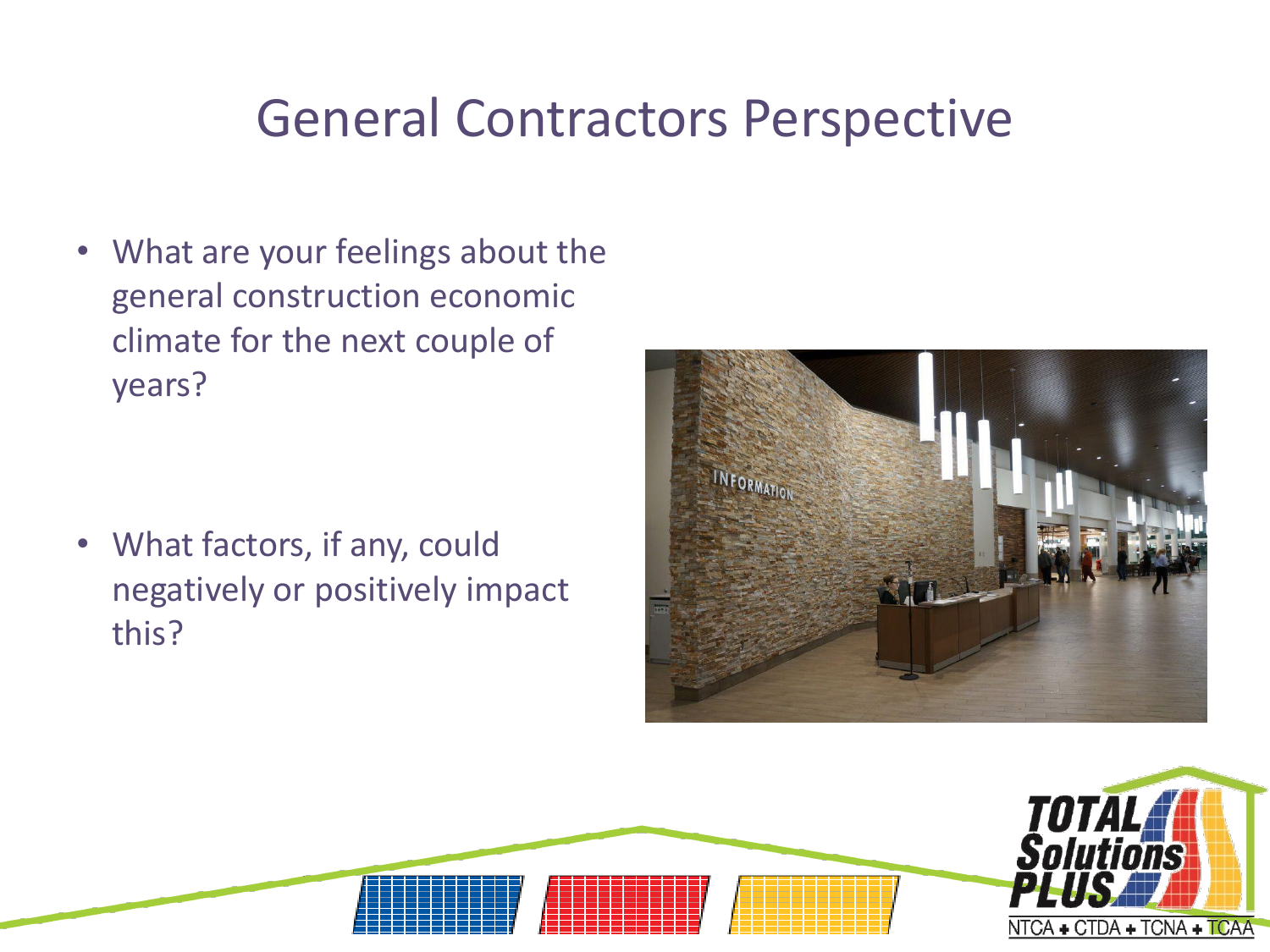# General Contractors Perspective

- What are your feelings about the general construction economic climate for the next couple of years?

- What factors, if any, could negatively or positively impact this?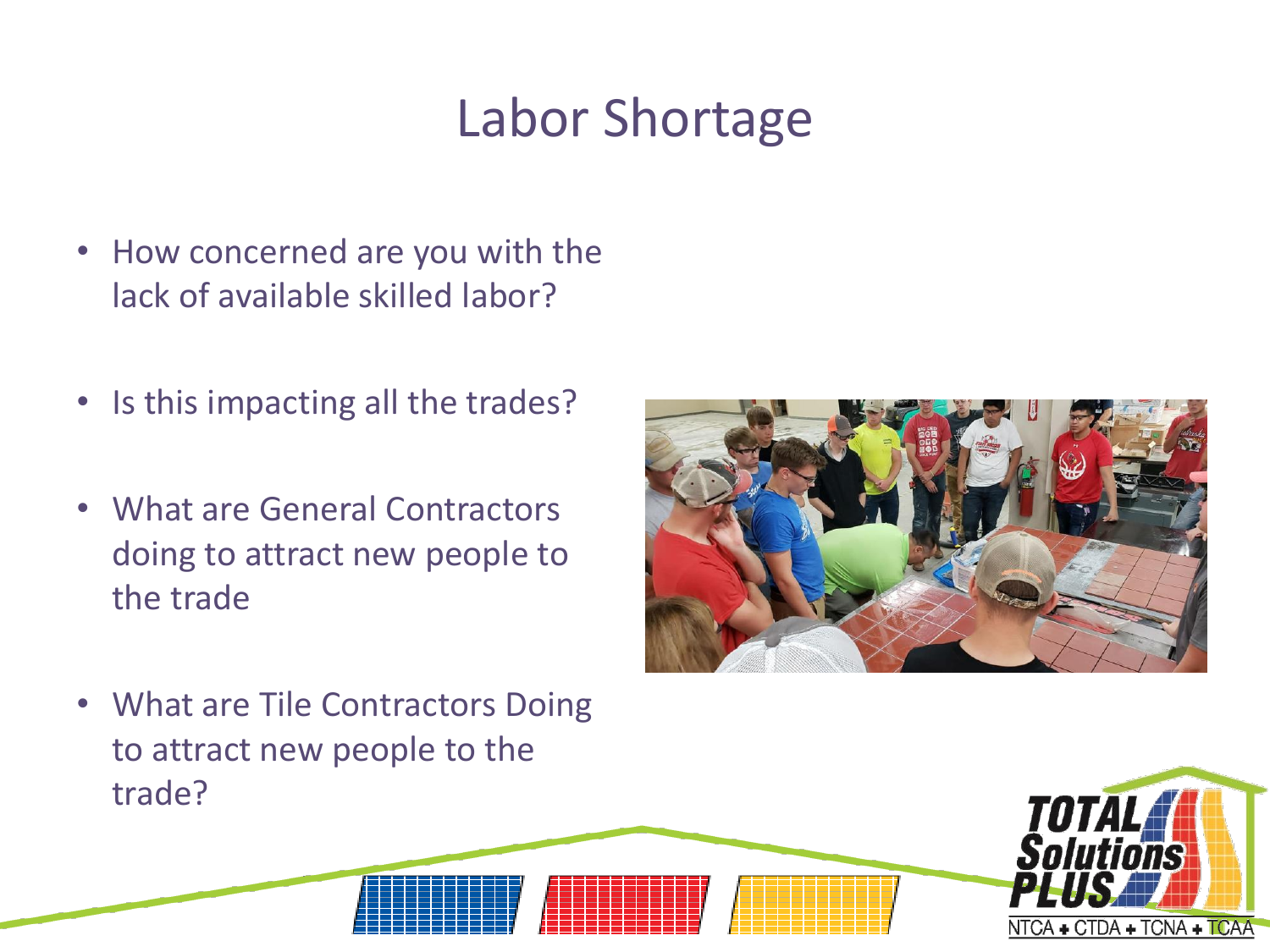# Labor Shortage

- How concerned are you with the lack of available skilled labor?
- Is this impacting all the trades?
- What are General Contractors doing to attract new people to the trade
- What are Tile Contractors Doing to attract new people to the trade?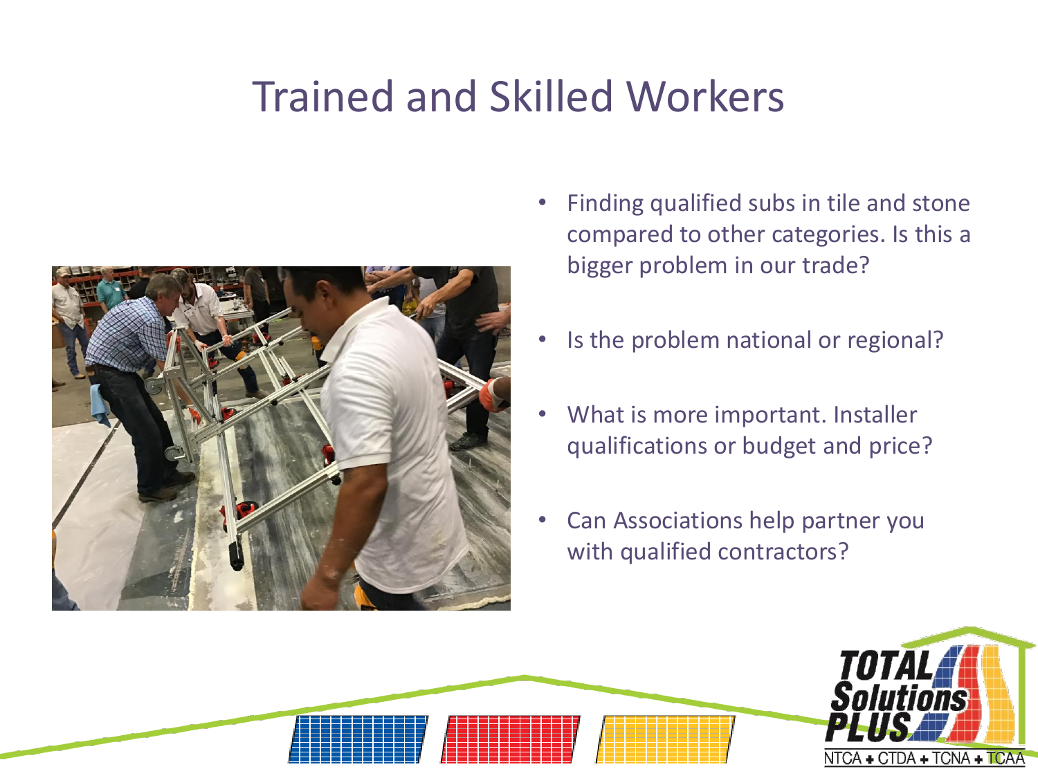# Trained and Skilled Workers

- Finding qualified subs in tile and stone compared to other categories. Is this a bigger problem in our trade?
- Is the problem national or regional?
- What is more important. Installer qualifications or budget and price?
- Can Associations help partner you with qualified contractors?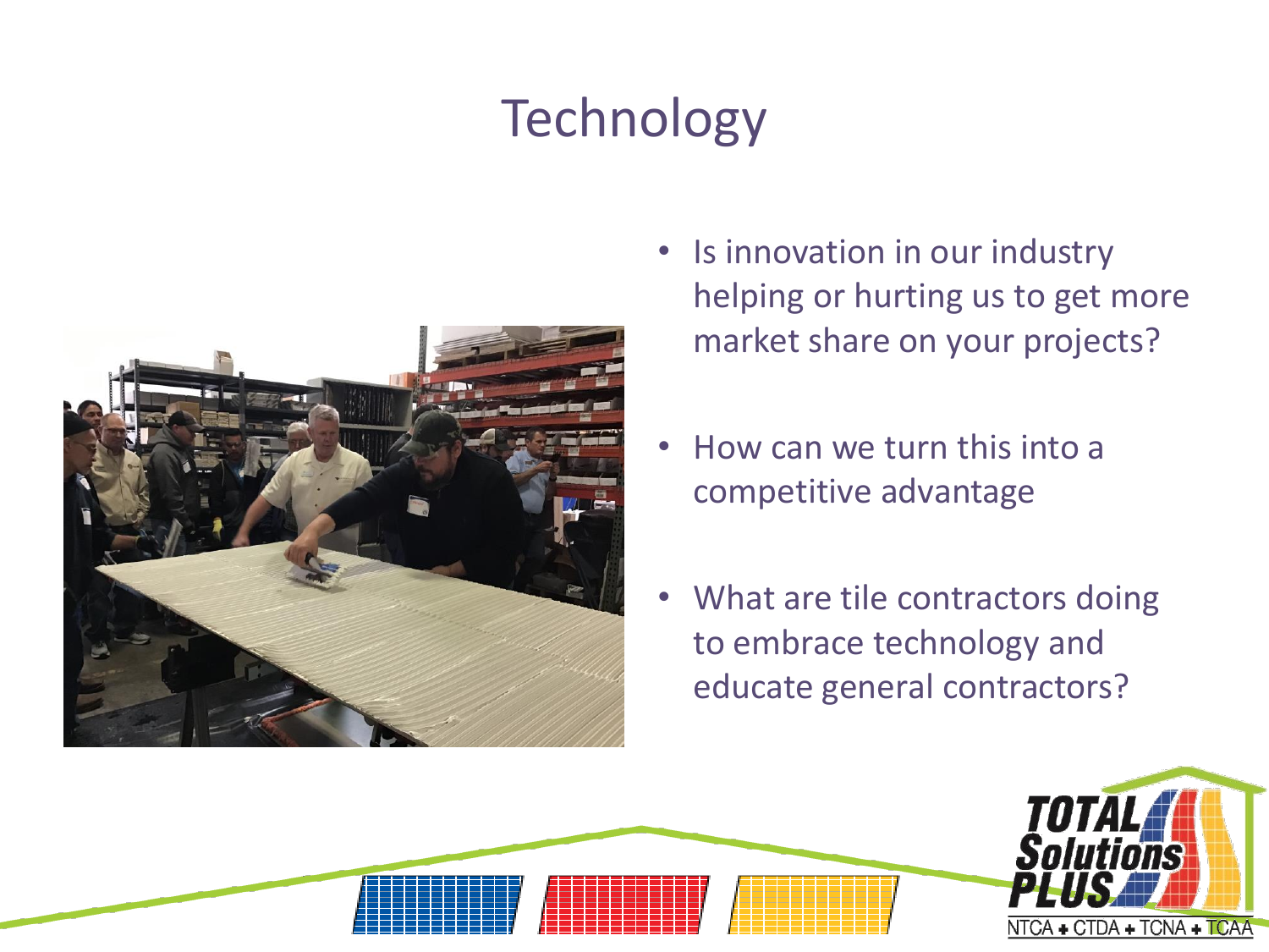# Technology

- Is innovation in our industry helping or hurting us to get more market share on your projects?
- How can we turn this into a competitive advantage
- What are tile contractors doing to embrace technology and educate general contractors?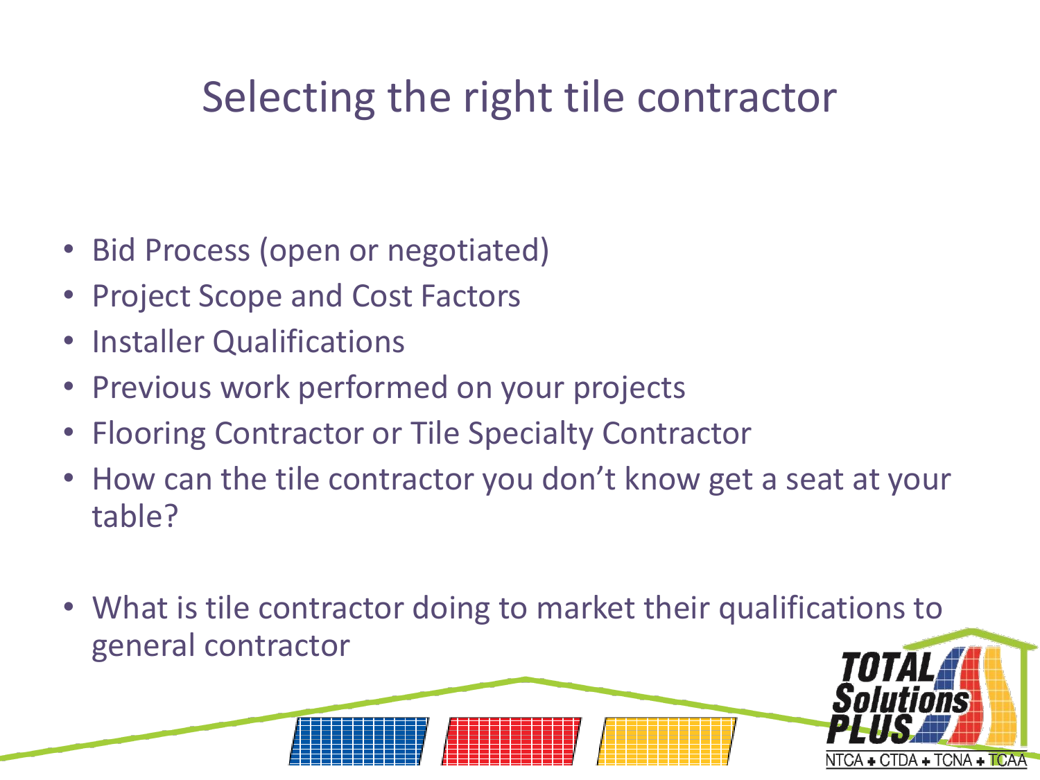# Selecting the right tile contractor

- Bid Process (open or negotiated)
- Project Scope and Cost Factors
- Installer Qualifications
- Previous work performed on your projects
- Flooring Contractor or Tile Specialty Contractor
- How can the tile contractor you don't know get a seat at your table?
- What is tile contractor doing to market their qualifications to general contractor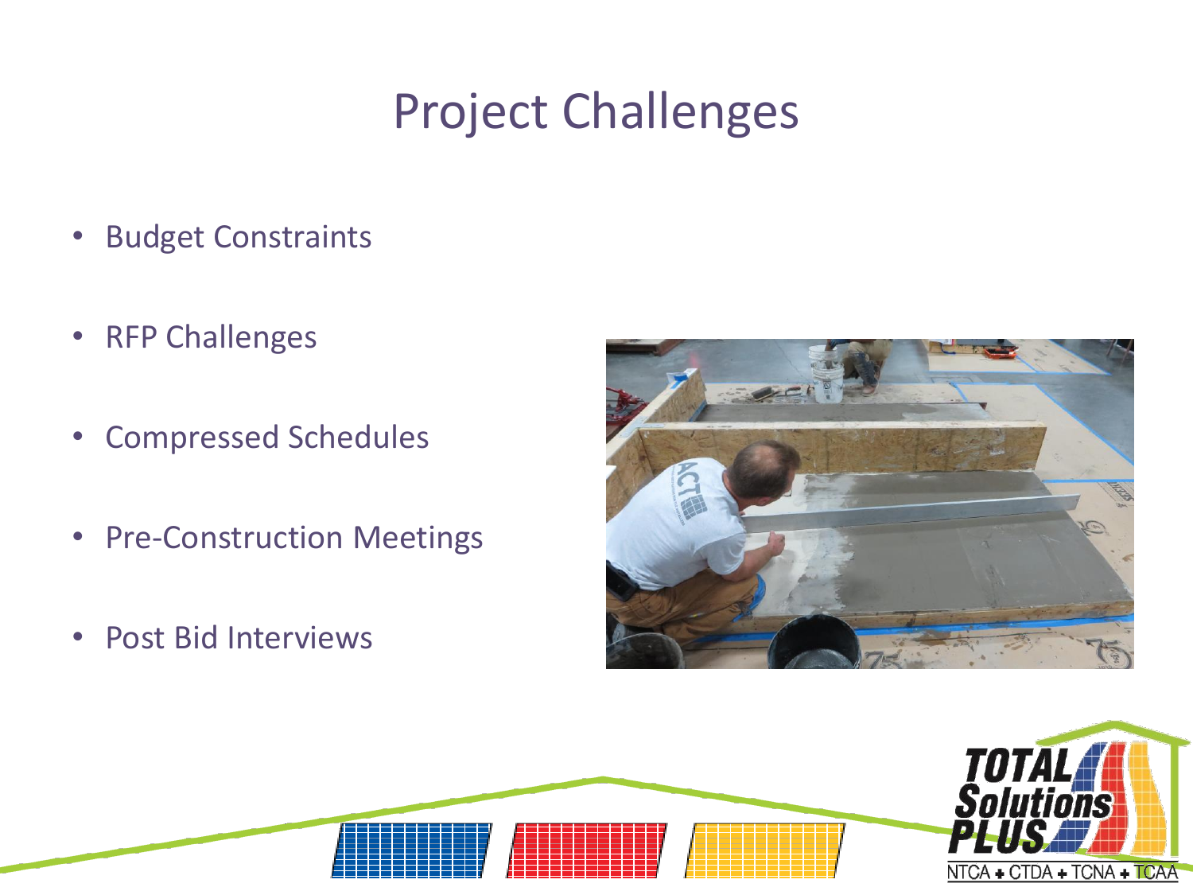# Project Challenges

- Budget Constraints
- RFP Challenges
- Compressed Schedules
- Pre-Construction Meetings
- Post Bid Interviews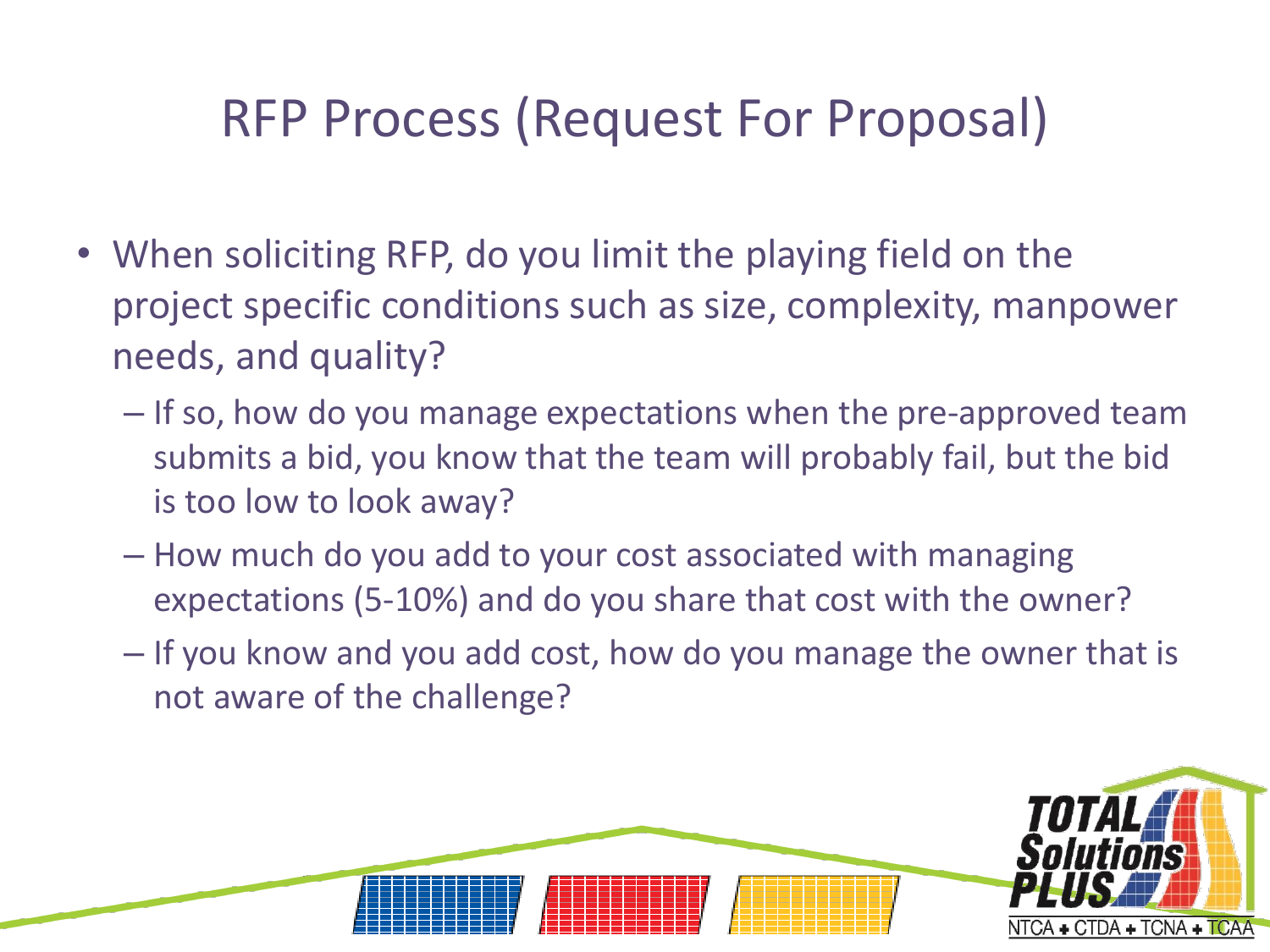# RFP Process (Request For Proposal)

- When soliciting RFP, do you limit the playing field on the project specific conditions such as size, complexity, manpower needs, and quality?
  - If so, how do you manage expectations when the pre-approved team submits a bid, you know that the team will probably fail, but the bid is too low to look away?
  - How much do you add to your cost associated with managing expectations (5-10%) and do you share that cost with the owner?
  - If you know and you add cost, how do you manage the owner that is not aware of the challenge?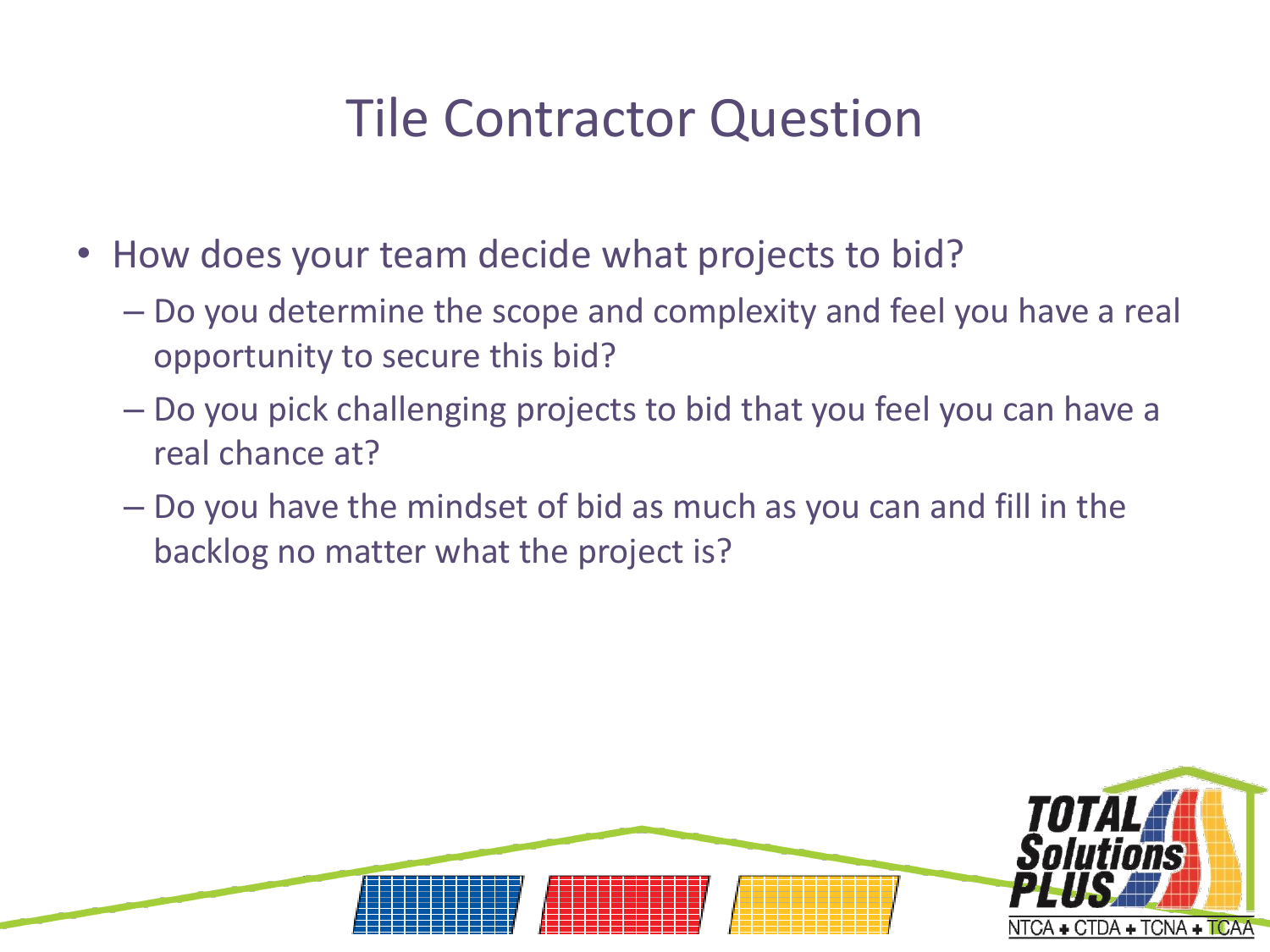# Tile Contractor Question

- How does your team decide what projects to bid?
  - Do you determine the scope and complexity and feel you have a real opportunity to secure this bid?
  - Do you pick challenging projects to bid that you feel you can have a real chance at?
  - Do you have the mindset of bid as much as you can and fill in the backlog no matter what the project is?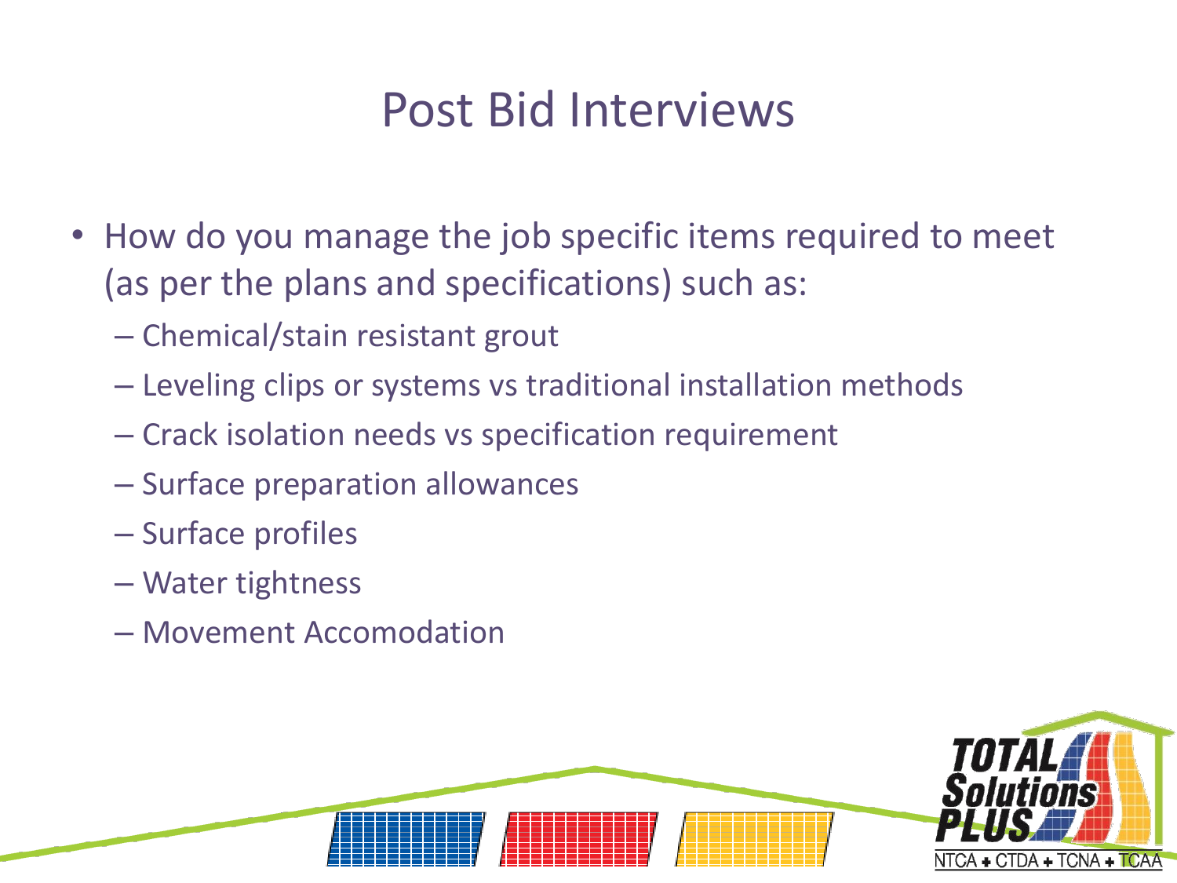# Post Bid Interviews

- How do you manage the job specific items required to meet (as per the plans and specifications) such as:
  - Chemical/stain resistant grout
  - Leveling clips or systems vs traditional installation methods
  - Crack isolation needs vs specification requirement
  - Surface preparation allowances
  - Surface profiles
  - Water tightness
  - Movement Accomodation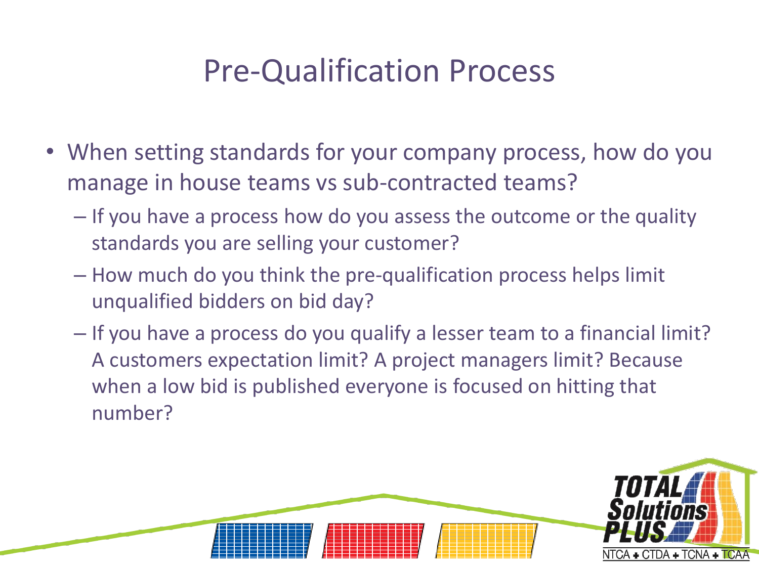# Pre-Qualification Process

- When setting standards for your company process, how do you manage in house teams vs sub-contracted teams?
  - If you have a process how do you assess the outcome or the quality standards you are selling your customer?
  - How much do you think the pre-qualification process helps limit unqualified bidders on bid day?
  - If you have a process do you qualify a lesser team to a financial limit? A customers expectation limit? A project managers limit? Because when a low bid is published everyone is focused on hitting that number?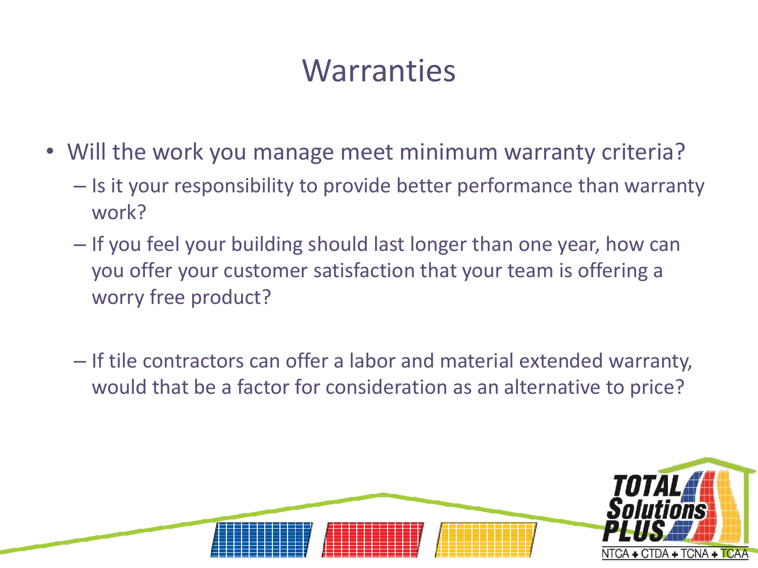# Warranties

- Will the work you manage meet minimum warranty criteria?
  - Is it your responsibility to provide better performance than warranty work?
  - If you feel your building should last longer than one year, how can you offer your customer satisfaction that your team is offering a worry free product?
  - If tile contractors can offer a labor and material extended warranty, would that be a factor for consideration as an alternative to price?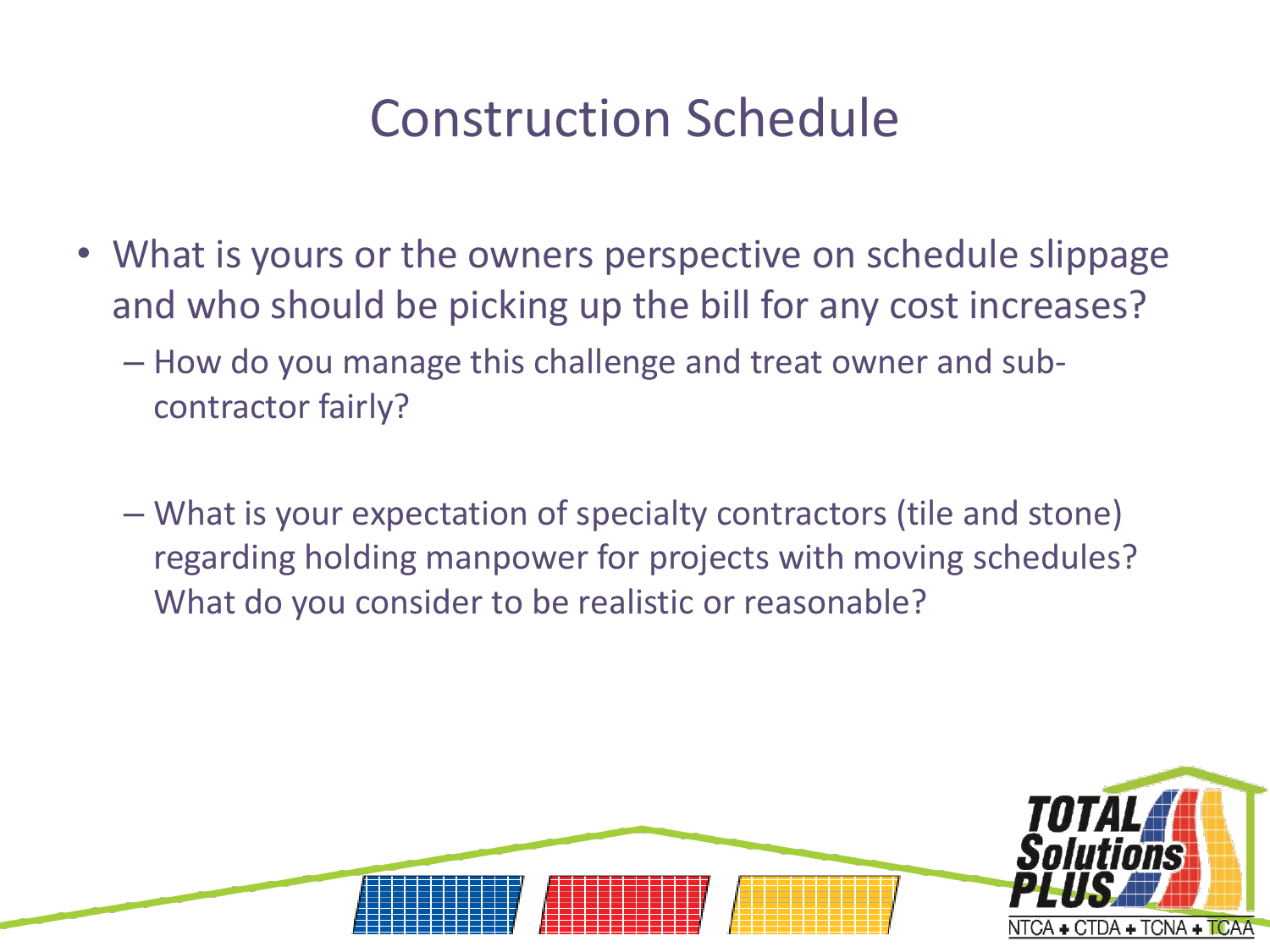# Construction Schedule

- What is yours or the owners perspective on schedule slippage and who should be picking up the bill for any cost increases?
  - How do you manage this challenge and treat owner and sub-contractor fairly?
  - What is your expectation of specialty contractors (tile and stone) regarding holding manpower for projects with moving schedules? What do you consider to be realistic or reasonable?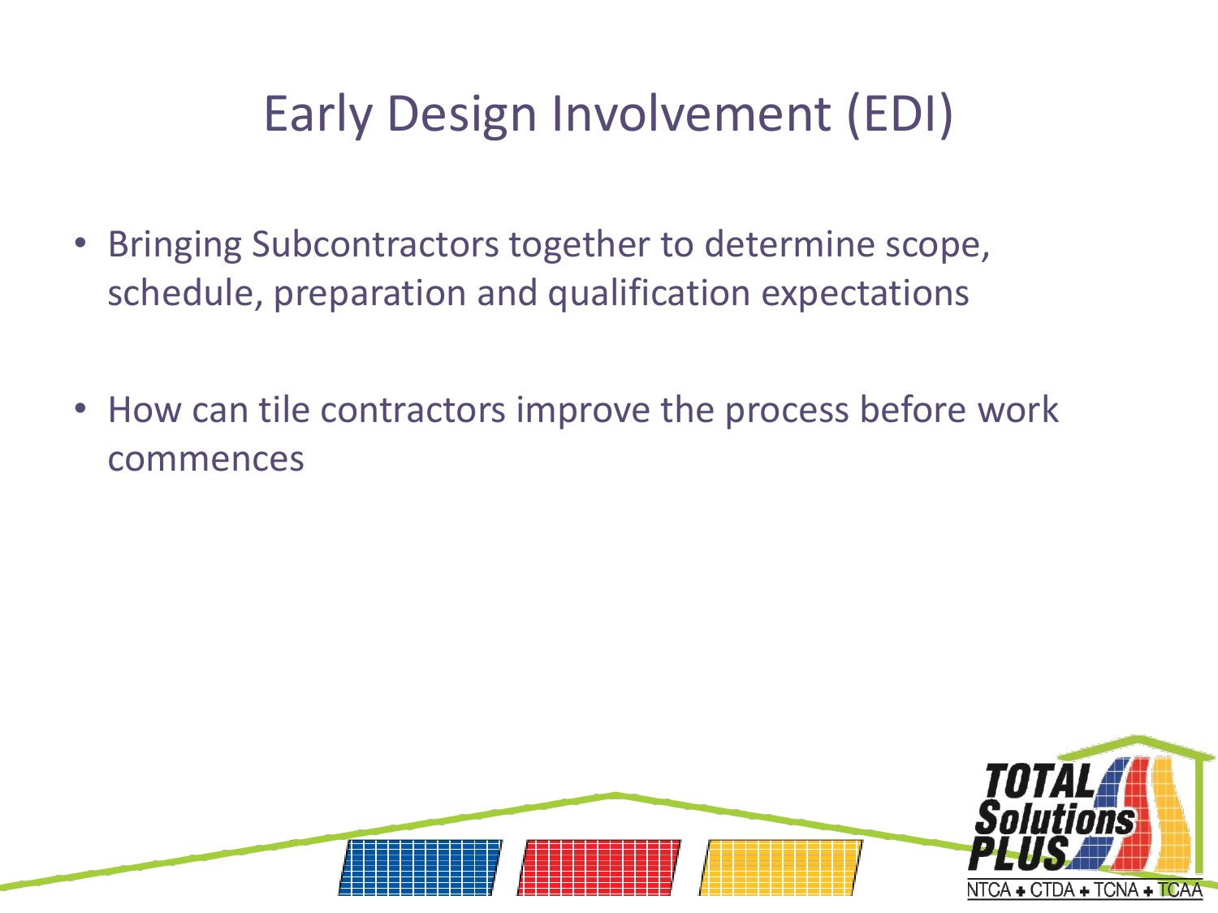# Early Design Involvement (EDI)

- Bringing Subcontractors together to determine scope, schedule, preparation and qualification expectations

- How can tile contractors improve the process before work commences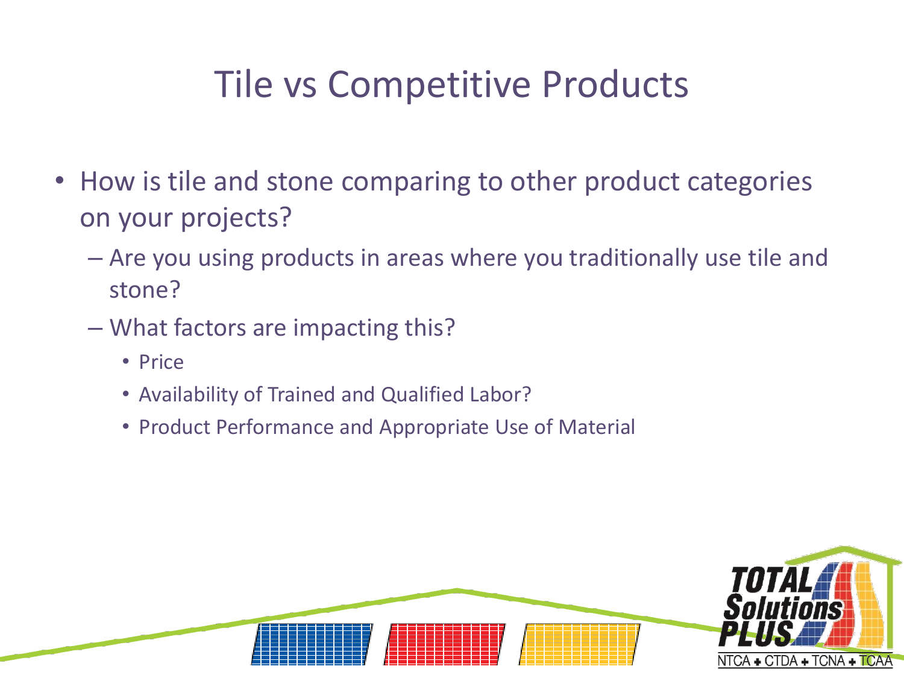# Tile vs Competitive Products

- How is tile and stone comparing to other product categories on your projects?
  - Are you using products in areas where you traditionally use tile and stone?
  - What factors are impacting this?
    - Price
    - Availability of Trained and Qualified Labor?
    - Product Performance and Appropriate Use of Material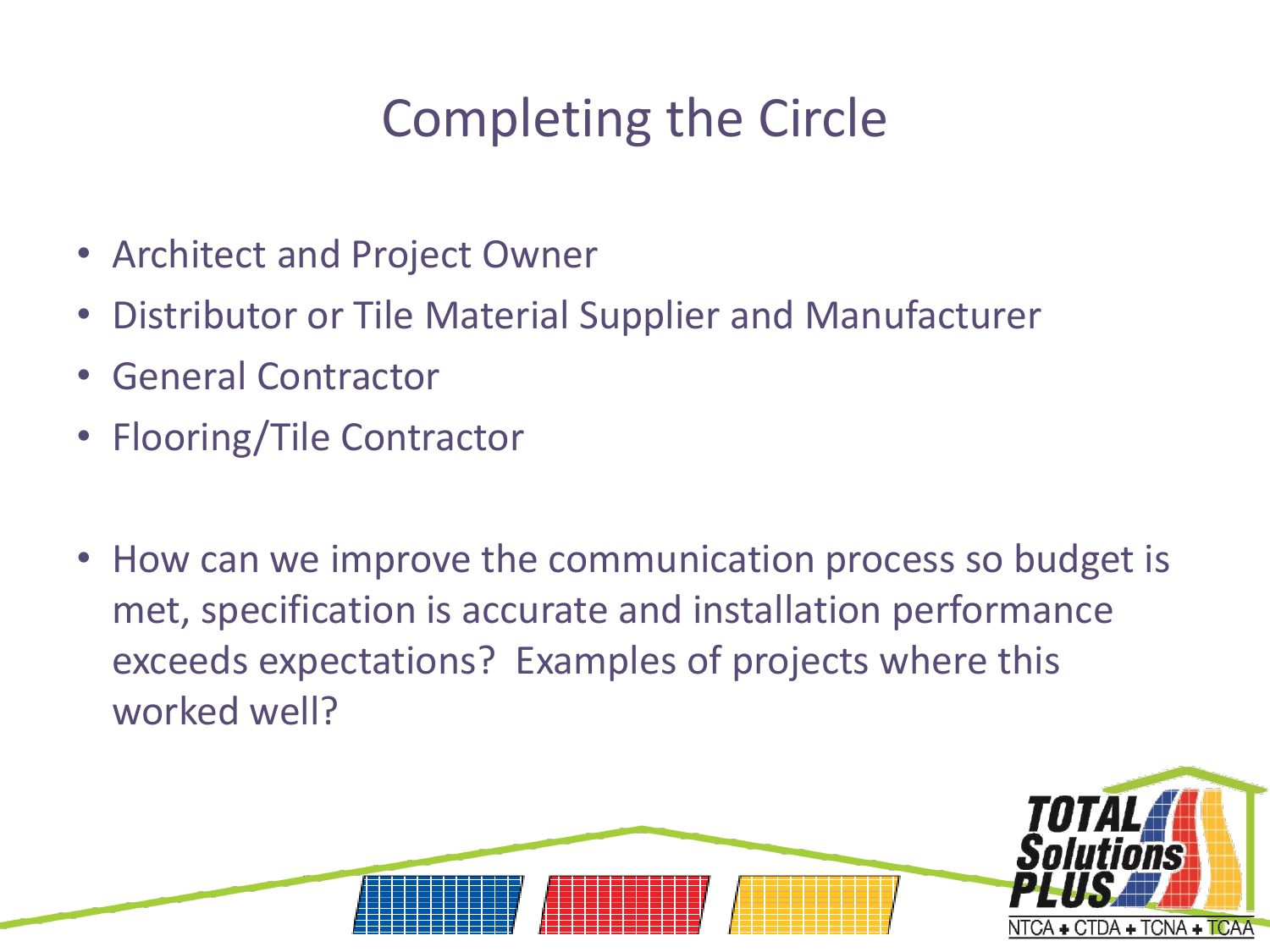# Completing the Circle

- Architect and Project Owner
- Distributor or Tile Material Supplier and Manufacturer
- General Contractor
- Flooring/Tile Contractor

- How can we improve the communication process so budget is met, specification is accurate and installation performance exceeds expectations? Examples of projects where this worked well?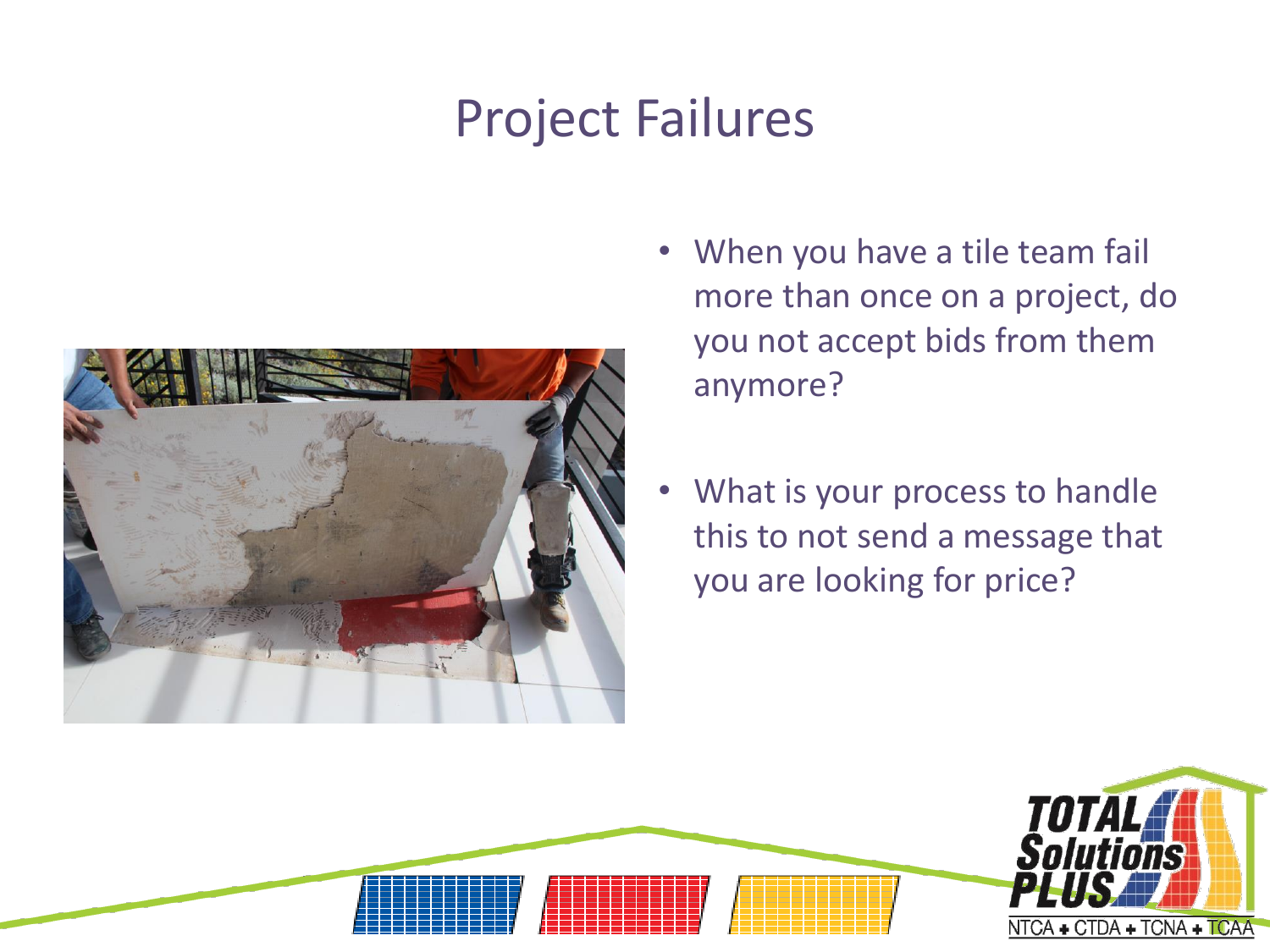# Project Failures

- When you have a tile team fail more than once on a project, do you not accept bids from them anymore?
- What is your process to handle this to not send a message that you are looking for price?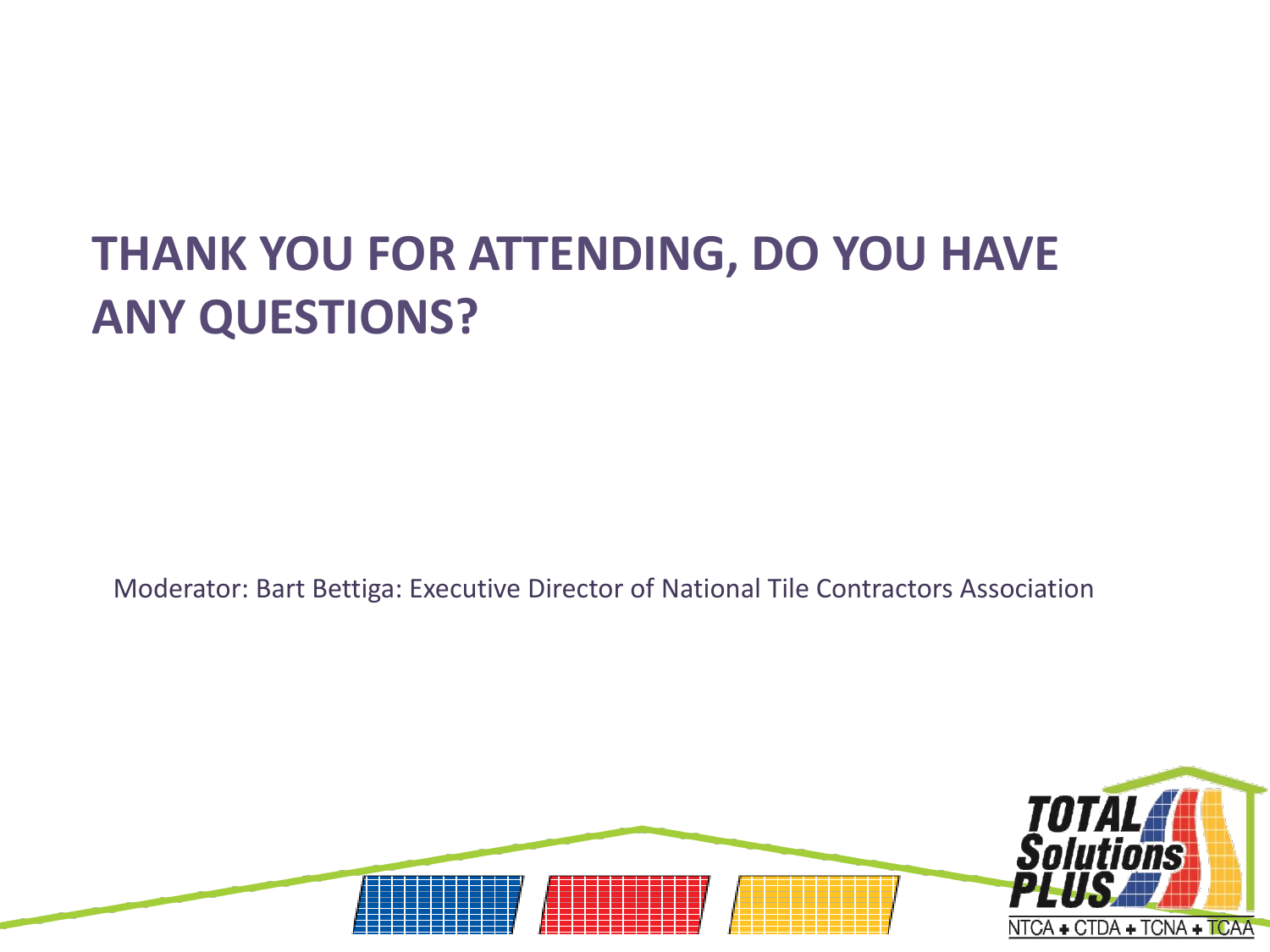# THANK YOU FOR ATTENDING, DO YOU HAVE ANY QUESTIONS?

Moderator: Bart Bettiga: Executive Director of National Tile Contractors Association